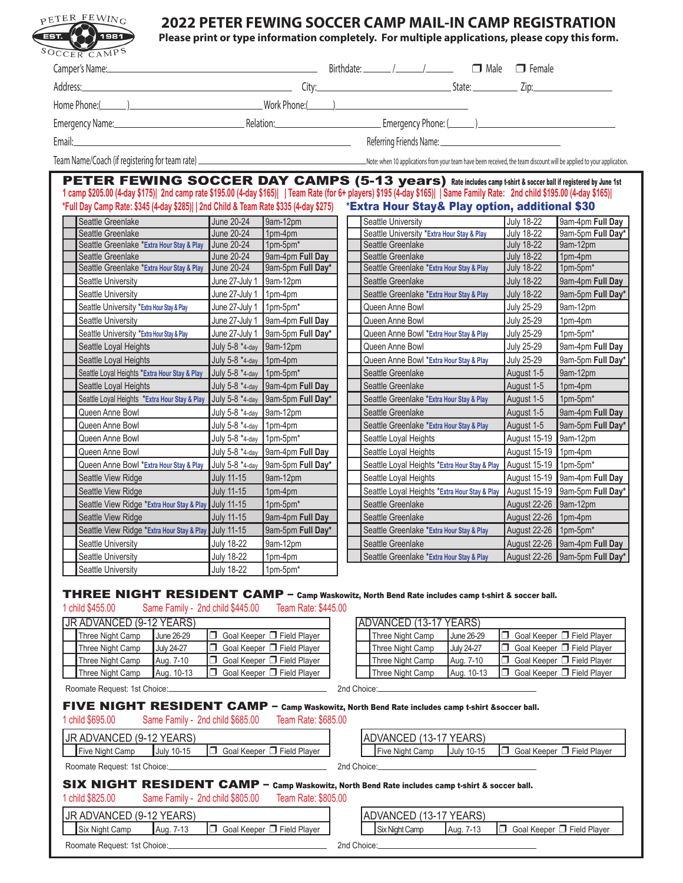PETER FEWING EST. 1981 SOCCER CAMPS

# 2022 PETER FEWING SOCCER CAMP MAIL-IN CAMP REGISTRATION

**Please print or type information completely. For multiple applications, please copy this form.**

Camper's Name:______________________ Birthdate: ____/____/____ ❒ Male ❒ Female

Address:______________________ City:______________ State:________ Zip:__________

Home Phone:(____)______________ Work Phone:(____)______________

Emergency Name:______________ Relation:______________ Emergency Phone: (____)______________

Email:______________________ Referring Friends Name:______________

Team Name/Coach (if registering for team rate) ______________________ Note: when 10 applications from your team have been received, the team discount will be applied to your application.

## PETER FEWING SOCCER DAY CAMPS (5-13 years)

Rate includes camp t-shirt & soccer ball if registered by June 1st

1 camp $205.00 (4-day $175)| 2nd camp rate $195.00 (4-day $165)| | Team Rate (for 6+ players) $195 (4-day $165)| | Same Family Rate: 2nd child $195.00 (4-day $165)|

*Full Day Camp Rate: $345 (4-day $285)| | 2nd Child & Team Rate $335 (4-day $275)

**\*Extra Hour Stay& Play option, additional $30**

| | Location | Dates | Time |
|---|---|---|---|
| | Seattle Greenlake | June 20-24 | 9am-12pm |
| | Seattle Greenlake | June 20-24 | 1pm-4pm |
| | Seattle Greenlake *Extra Hour Stay & Play | June 20-24 | 1pm-5pm* |
| | Seattle Greenlake | June 20-24 | 9am-4pm **Full Day** |
| | Seattle Greenlake *Extra Hour Stay & Play | June 20-24 | 9am-5pm **Full Day*** |
| | Seattle University | June 27-July 1 | 9am-12pm |
| | Seattle University | June 27-July 1 | 1pm-4pm |
| | Seattle University *Extra Hour Stay & Play | June 27-July 1 | 1pm-5pm* |
| | Seattle University | June 27-July 1 | 9am-4pm **Full Day** |
| | Seattle University *Extra Hour Stay & Play | June 27-July 1 | 9am-5pm **Full Day*** |
| | Seattle Loyal Heights | July 5-8 *4-day | 9am-12pm |
| | Seattle Loyal Heights | July 5-8 *4-day | 1pm-4pm |
| | Seattle Loyal Heights *Extra Hour Stay & Play | July 5-8 *4-day | 1pm-5pm* |
| | Seattle Loyal Heights | July 5-8 *4-day | 9am-4pm **Full Day** |
| | Seattle Loyal Heights *Extra Hour Stay & Play | July 5-8 *4-day | 9am-5pm **Full Day*** |
| | Queen Anne Bowl | July 5-8 *4-day | 9am-12pm |
| | Queen Anne Bowl | July 5-8 *4-day | 1pm-4pm |
| | Queen Anne Bowl | July 5-8 *4-day | 1pm-5pm* |
| | Queen Anne Bowl | July 5-8 *4-day | 9am-4pm **Full Day** |
| | Queen Anne Bowl *Extra Hour Stay & Play | July 5-8 *4-day | 9am-5pm **Full Day*** |
| | Seattle View Ridge | July 11-15 | 9am-12pm |
| | Seattle View Ridge | July 11-15 | 1pm-4pm |
| | Seattle View Ridge *Extra Hour Stay & Play | July 11-15 | 1pm-5pm* |
| | Seattle View Ridge | July 11-15 | 9am-4pm **Full Day** |
| | Seattle View Ridge *Extra Hour Stay & Play | July 11-15 | 9am-5pm **Full Day*** |
| | Seattle University | July 18-22 | 9am-12pm |
| | Seattle University | July 18-22 | 1pm-4pm |
| | Seattle University | July 18-22 | 1pm-5pm* |
| | Seattle University | July 18-22 | 9am-4pm **Full Day** |
| | Seattle University *Extra Hour Stay & Play | July 18-22 | 9am-5pm **Full Day*** |
| | Seattle Greenlake | July 18-22 | 9am-12pm |
| | Seattle Greenlake | July 18-22 | 1pm-4pm |
| | Seattle Greenlake *Extra Hour Stay & Play | July 18-22 | 1pm-5pm* |
| | Seattle Greenlake | July 18-22 | 9am-4pm **Full Day** |
| | Seattle Greenlake *Extra Hour Stay & Play | July 18-22 | 9am-5pm **Full Day*** |
| | Queen Anne Bowl | July 25-29 | 9am-12pm |
| | Queen Anne Bowl | July 25-29 | 1pm-4pm |
| | Queen Anne Bowl *Extra Hour Stay & Play | July 25-29 | 1pm-5pm* |
| | Queen Anne Bowl | July 25-29 | 9am-4pm **Full Day** |
| | Queen Anne Bowl *Extra Hour Stay & Play | July 25-29 | 9am-5pm **Full Day*** |
| | Seattle Greenlake | August 1-5 | 9am-12pm |
| | Seattle Greenlake | August 1-5 | 1pm-4pm |
| | Seattle Greenlake *Extra Hour Stay & Play | August 1-5 | 1pm-5pm* |
| | Seattle Greenlake | August 1-5 | 9am-4pm **Full Day** |
| | Seattle Greenlake *Extra Hour Stay & Play | August 1-5 | 9am-5pm **Full Day*** |
| | Seattle Loyal Heights | August 15-19 | 9am-12pm |
| | Seattle Loyal Heights | August 15-19 | 1pm-4pm |
| | Seattle Loyal Heights *Extra Hour Stay & Play | August 15-19 | 1pm-5pm* |
| | Seattle Loyal Heights | August 15-19 | 9am-4pm **Full Day** |
| | Seattle Loyal Heights *Extra Hour Stay & Play | August 15-19 | 9am-5pm **Full Day*** |
| | Seattle Greenlake | August 22-26 | 9am-12pm |
| | Seattle Greenlake | August 22-26 | 1pm-4pm |
| | Seattle Greenlake *Extra Hour Stay & Play | August 22-26 | 1pm-5pm* |
| | Seattle Greenlake | August 22-26 | 9am-4pm **Full Day** |
| | Seattle Greenlake *Extra Hour Stay & Play | August 22-26 | 9am-5pm **Full Day*** |

## THREE NIGHT RESIDENT CAMP – Camp Waskowitz, North Bend Rate includes camp t-shirt & soccer ball.

1 child $455.00 Same Family - 2nd child $445.00 Team Rate: $445.00

| JR ADVANCED (9-12 YEARS) | | | |
|---|---|---|---|
| | Three Night Camp | June 26-29 | ❒ Goal Keeper ❒ Field Player |
| | Three Night Camp | July 24-27 | ❒ Goal Keeper ❒ Field Player |
| | Three Night Camp | Aug. 7-10 | ❒ Goal Keeper ❒ Field Player |
| | Three Night Camp | Aug. 10-13 | ❒ Goal Keeper ❒ Field Player |

| ADVANCED (13-17 YEARS) | | | |
|---|---|---|---|
| | Three Night Camp | June 26-29 | ❒ Goal Keeper ❒ Field Player |
| | Three Night Camp | July 24-27 | ❒ Goal Keeper ❒ Field Player |
| | Three Night Camp | Aug. 7-10 | ❒ Goal Keeper ❒ Field Player |
| | Three Night Camp | Aug. 10-13 | ❒ Goal Keeper ❒ Field Player |

Roomate Request: 1st Choice:______________________ 2nd Choice:______________________

## FIVE NIGHT RESIDENT CAMP – Camp Waskowitz, North Bend Rate includes camp t-shirt &soccer ball.

1 child $695.00 Same Family - 2nd child $685.00 Team Rate: $685.00

| JR ADVANCED (9-12 YEARS) | | | |
|---|---|---|---|
| | Five Night Camp | July 10-15 | ❒ Goal Keeper ❒ Field Player |

| ADVANCED (13-17 YEARS) | | | |
|---|---|---|---|
| | Five Night Camp | July 10-15 | ❒ Goal Keeper ❒ Field Player |

Roomate Request: 1st Choice:______________________ 2nd Choice:______________________

## SIX NIGHT RESIDENT CAMP – Camp Waskowitz, North Bend Rate includes camp t-shirt & soccer ball.

1 child $825.00 Same Family - 2nd child $805.00 Team Rate: $805.00

| JR ADVANCED (9-12 YEARS) | | | |
|---|---|---|---|
| | Six Night Camp | Aug. 7-13 | ❒ Goal Keeper ❒ Field Player |

| ADVANCED (13-17 YEARS) | | | |
|---|---|---|---|
| | Six Night Camp | Aug. 7-13 | ❒ Goal Keeper ❒ Field Player |

Roomate Request: 1st Choice:______________________ 2nd Choice:______________________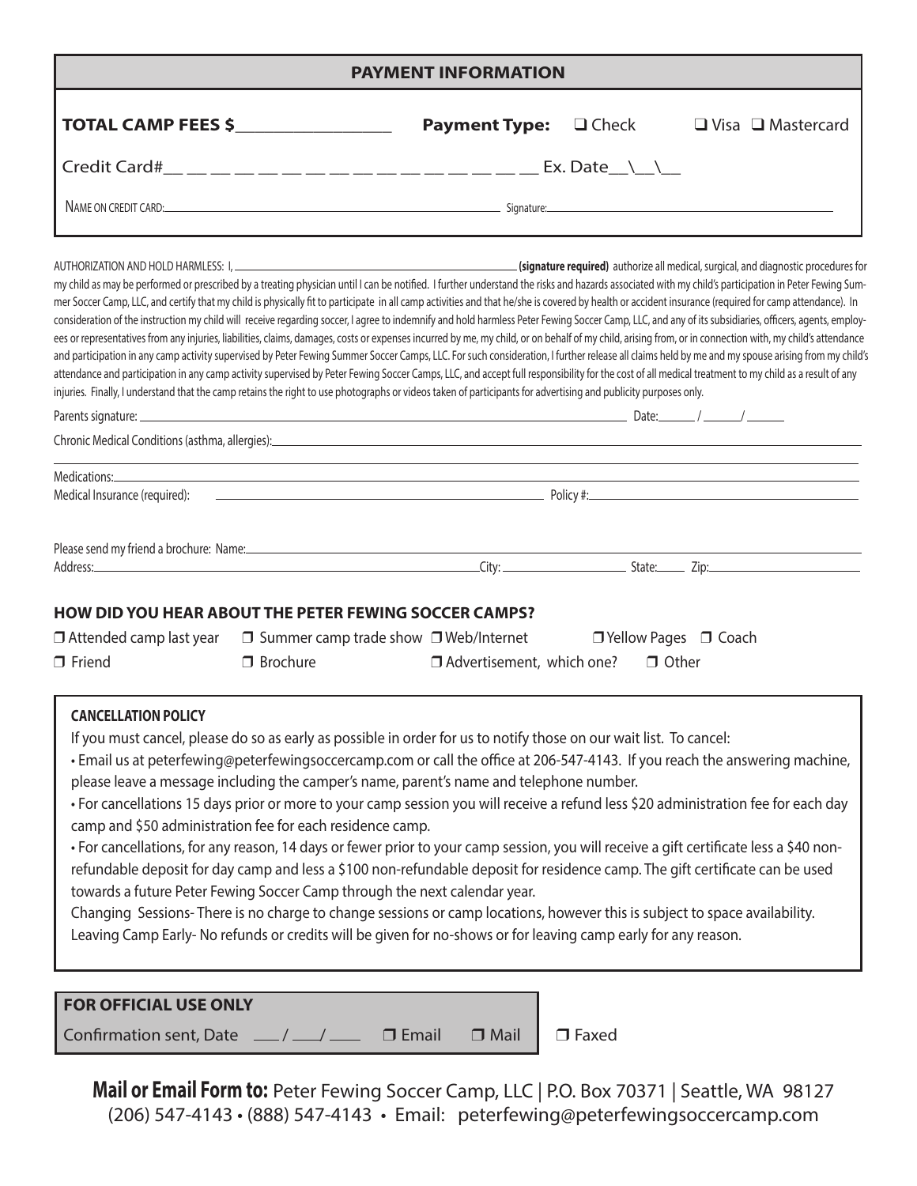## PAYMENT INFORMATION

**TOTAL CAMP FEES $**_________________ **Payment Type:** ❑ Check ❑ Visa ❑ Mastercard

Credit Card#__ __ __ __ __ __ __ __ __ __ __ __ __ __ __ __ Ex. Date__\__\__

NAME ON CREDIT CARD:______________________________ Signature:______________________________

AUTHORIZATION AND HOLD HARMLESS: I, ______________________________ **(signature required)** authorize all medical, surgical, and diagnostic procedures for my child as may be performed or prescribed by a treating physician until I can be notified. I further understand the risks and hazards associated with my child's participation in Peter Fewing Summer Soccer Camp, LLC, and certify that my child is physically fit to participate in all camp activities and that he/she is covered by health or accident insurance (required for camp attendance). In consideration of the instruction my child will receive regarding soccer, I agree to indemnify and hold harmless Peter Fewing Soccer Camp, LLC, and any of its subsidiaries, officers, agents, employees or representatives from any injuries, liabilities, claims, damages, costs or expenses incurred by me, my child, or on behalf of my child, arising from, or in connection with, my child's attendance and participation in any camp activity supervised by Peter Fewing Summer Soccer Camps, LLC. For such consideration, I further release all claims held by me and my spouse arising from my child's attendance and participation in any camp activity supervised by Peter Fewing Soccer Camps, LLC, and accept full responsibility for the cost of all medical treatment to my child as a result of any injuries. Finally, I understand that the camp retains the right to use photographs or videos taken of participants for advertising and publicity purposes only.

Parents signature: ______________________________ Date:_____ /_____/_____

Chronic Medical Conditions (asthma, allergies):______________________________

Medications:______________________________

Medical Insurance (required): ______________________________ Policy #:______________________________

Please send my friend a brochure: Name:______________________________

Address:______________________________ City:______________ State:_____ Zip:______________

### HOW DID YOU HEAR ABOUT THE PETER FEWING SOCCER CAMPS?

❒ Attended camp last year ❒ Summer camp trade show ❒ Web/Internet ❒ Yellow Pages ❒ Coach

❒ Friend ❒ Brochure ❒ Advertisement, which one? ❒ Other

### CANCELLATION POLICY

If you must cancel, please do so as early as possible in order for us to notify those on our wait list. To cancel:

- Email us at peterfewing@peterfewingsoccercamp.com or call the office at 206-547-4143. If you reach the answering machine, please leave a message including the camper's name, parent's name and telephone number.
- For cancellations 15 days prior or more to your camp session you will receive a refund less $20 administration fee for each day camp and $50 administration fee for each residence camp.
- For cancellations, for any reason, 14 days or fewer prior to your camp session, you will receive a gift certificate less a $40 non-refundable deposit for day camp and less a $100 non-refundable deposit for residence camp. The gift certificate can be used towards a future Peter Fewing Soccer Camp through the next calendar year.

Changing Sessions- There is no charge to change sessions or camp locations, however this is subject to space availability.

Leaving Camp Early- No refunds or credits will be given for no-shows or for leaving camp early for any reason.

**FOR OFFICIAL USE ONLY**

Confirmation sent, Date ___/___/___ ❒ Email ❒ Mail ❒ Faxed

**Mail or Email Form to:** Peter Fewing Soccer Camp, LLC | P.O. Box 70371 | Seattle, WA 98127
(206) 547-4143 • (888) 547-4143 • Email: peterfewing@peterfewingsoccercamp.com